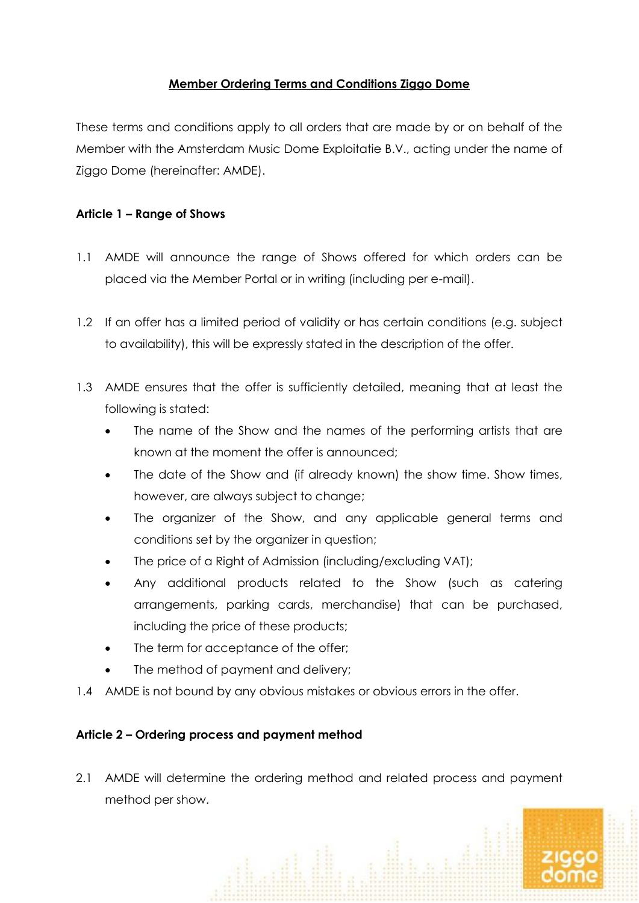# Member Ordering Terms and Conditions Ziggo Dome

These terms and conditions apply to all orders that are made by or on behalf of the Member with the Amsterdam Music Dome Exploitatie B.V., acting under the name of Ziggo Dome (hereinafter: AMDE).

## Article 1 – Range of Shows

1.1 AMDE will announce the range of Shows offered for which orders can be placed via the Member Portal or in writing (including per e-mail).

1.2 If an offer has a limited period of validity or has certain conditions (e.g. subject to availability), this will be expressly stated in the description of the offer.

1.3 AMDE ensures that the offer is sufficiently detailed, meaning that at least the following is stated:

- The name of the Show and the names of the performing artists that are known at the moment the offer is announced;
- The date of the Show and (if already known) the show time. Show times, however, are always subject to change;
- The organizer of the Show, and any applicable general terms and conditions set by the organizer in question;
- The price of a Right of Admission (including/excluding VAT);
- Any additional products related to the Show (such as catering arrangements, parking cards, merchandise) that can be purchased, including the price of these products;
- The term for acceptance of the offer;
- The method of payment and delivery;

1.4 AMDE is not bound by any obvious mistakes or obvious errors in the offer.

## Article 2 – Ordering process and payment method

2.1 AMDE will determine the ordering method and related process and payment method per show.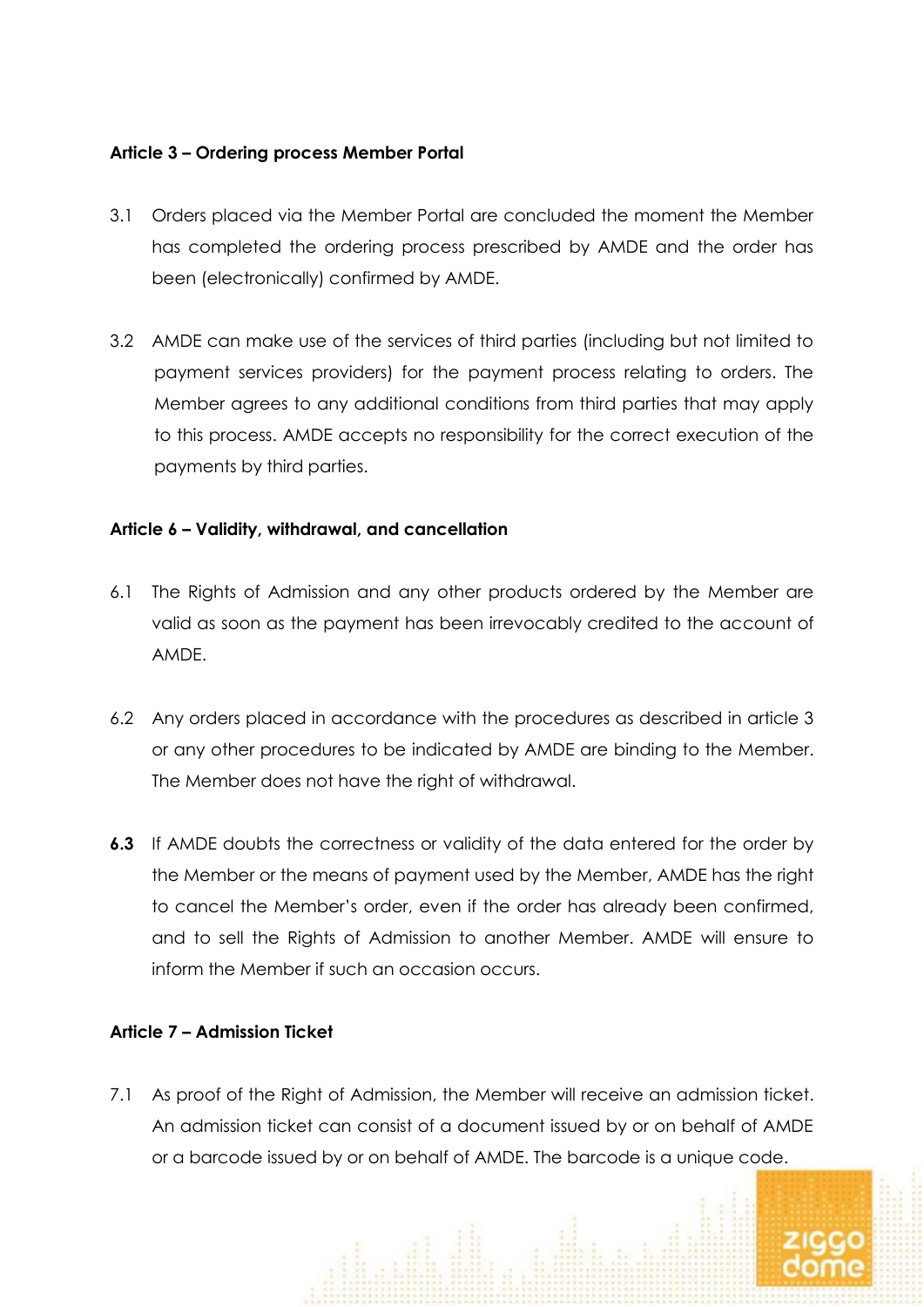**Article 3 – Ordering process Member Portal**

3.1 Orders placed via the Member Portal are concluded the moment the Member has completed the ordering process prescribed by AMDE and the order has been (electronically) confirmed by AMDE.

3.2 AMDE can make use of the services of third parties (including but not limited to payment services providers) for the payment process relating to orders. The Member agrees to any additional conditions from third parties that may apply to this process. AMDE accepts no responsibility for the correct execution of the payments by third parties.

**Article 6 – Validity, withdrawal, and cancellation**

6.1 The Rights of Admission and any other products ordered by the Member are valid as soon as the payment has been irrevocably credited to the account of AMDE.

6.2 Any orders placed in accordance with the procedures as described in article 3 or any other procedures to be indicated by AMDE are binding to the Member. The Member does not have the right of withdrawal.

**6.3** If AMDE doubts the correctness or validity of the data entered for the order by the Member or the means of payment used by the Member, AMDE has the right to cancel the Member's order, even if the order has already been confirmed, and to sell the Rights of Admission to another Member. AMDE will ensure to inform the Member if such an occasion occurs.

**Article 7 – Admission Ticket**

7.1 As proof of the Right of Admission, the Member will receive an admission ticket. An admission ticket can consist of a document issued by or on behalf of AMDE or a barcode issued by or on behalf of AMDE. The barcode is a unique code.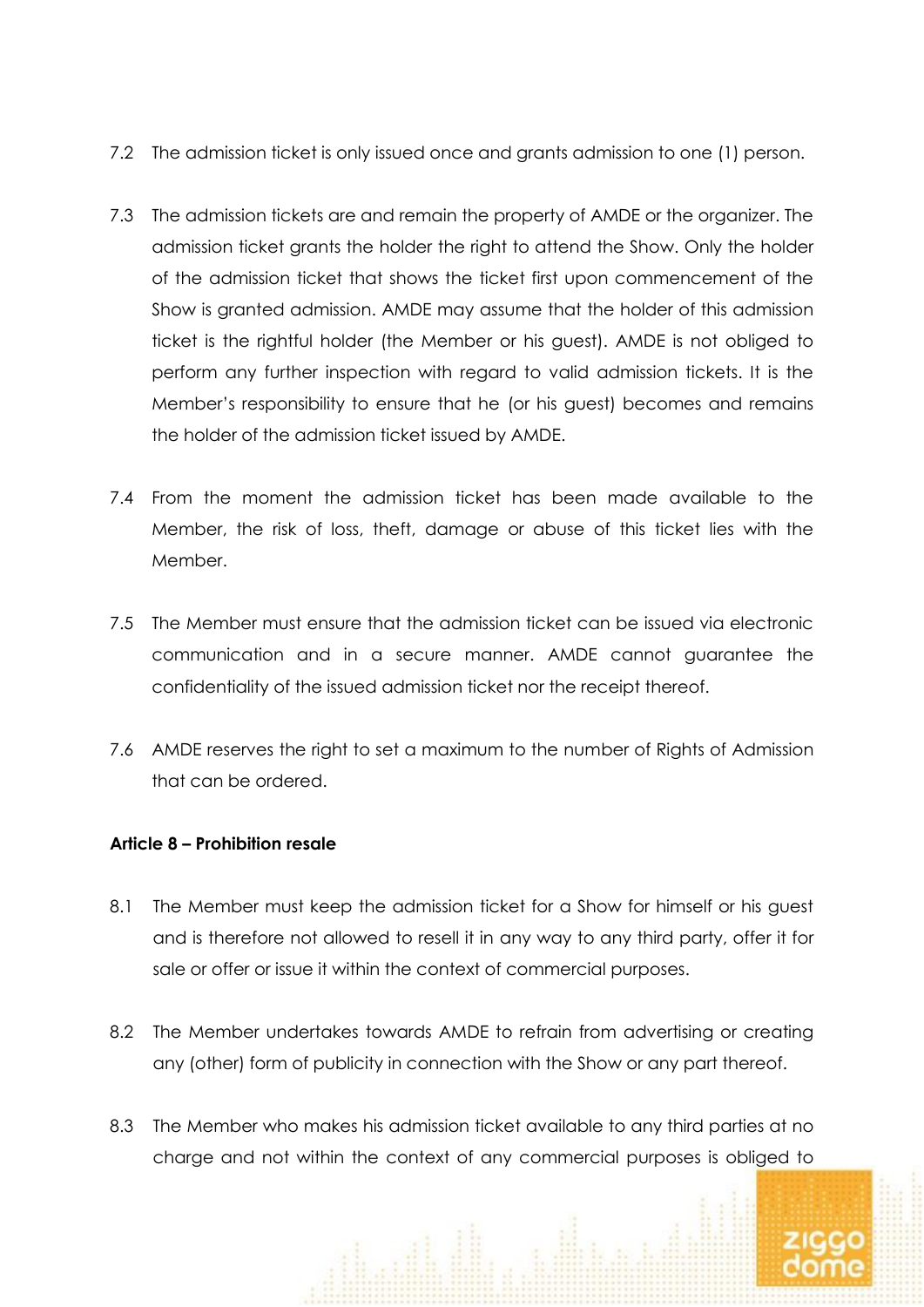7.2 The admission ticket is only issued once and grants admission to one (1) person.

7.3 The admission tickets are and remain the property of AMDE or the organizer. The admission ticket grants the holder the right to attend the Show. Only the holder of the admission ticket that shows the ticket first upon commencement of the Show is granted admission. AMDE may assume that the holder of this admission ticket is the rightful holder (the Member or his guest). AMDE is not obliged to perform any further inspection with regard to valid admission tickets. It is the Member's responsibility to ensure that he (or his guest) becomes and remains the holder of the admission ticket issued by AMDE.

7.4 From the moment the admission ticket has been made available to the Member, the risk of loss, theft, damage or abuse of this ticket lies with the Member.

7.5 The Member must ensure that the admission ticket can be issued via electronic communication and in a secure manner. AMDE cannot guarantee the confidentiality of the issued admission ticket nor the receipt thereof.

7.6 AMDE reserves the right to set a maximum to the number of Rights of Admission that can be ordered.

**Article 8 – Prohibition resale**

8.1 The Member must keep the admission ticket for a Show for himself or his guest and is therefore not allowed to resell it in any way to any third party, offer it for sale or offer or issue it within the context of commercial purposes.

8.2 The Member undertakes towards AMDE to refrain from advertising or creating any (other) form of publicity in connection with the Show or any part thereof.

8.3 The Member who makes his admission ticket available to any third parties at no charge and not within the context of any commercial purposes is obliged to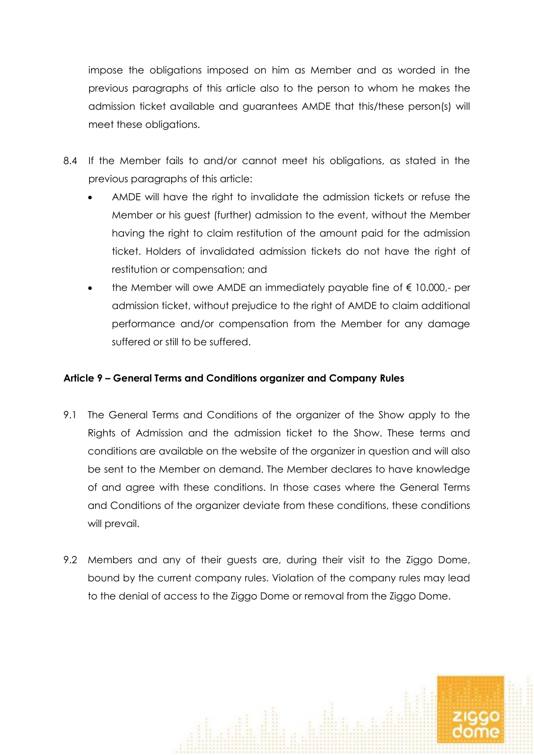impose the obligations imposed on him as Member and as worded in the previous paragraphs of this article also to the person to whom he makes the admission ticket available and guarantees AMDE that this/these person(s) will meet these obligations.

8.4 If the Member fails to and/or cannot meet his obligations, as stated in the previous paragraphs of this article:

- AMDE will have the right to invalidate the admission tickets or refuse the Member or his guest (further) admission to the event, without the Member having the right to claim restitution of the amount paid for the admission ticket. Holders of invalidated admission tickets do not have the right of restitution or compensation; and
- the Member will owe AMDE an immediately payable fine of € 10.000,- per admission ticket, without prejudice to the right of AMDE to claim additional performance and/or compensation from the Member for any damage suffered or still to be suffered.

**Article 9 – General Terms and Conditions organizer and Company Rules**

9.1 The General Terms and Conditions of the organizer of the Show apply to the Rights of Admission and the admission ticket to the Show. These terms and conditions are available on the website of the organizer in question and will also be sent to the Member on demand. The Member declares to have knowledge of and agree with these conditions. In those cases where the General Terms and Conditions of the organizer deviate from these conditions, these conditions will prevail.

9.2 Members and any of their guests are, during their visit to the Ziggo Dome, bound by the current company rules. Violation of the company rules may lead to the denial of access to the Ziggo Dome or removal from the Ziggo Dome.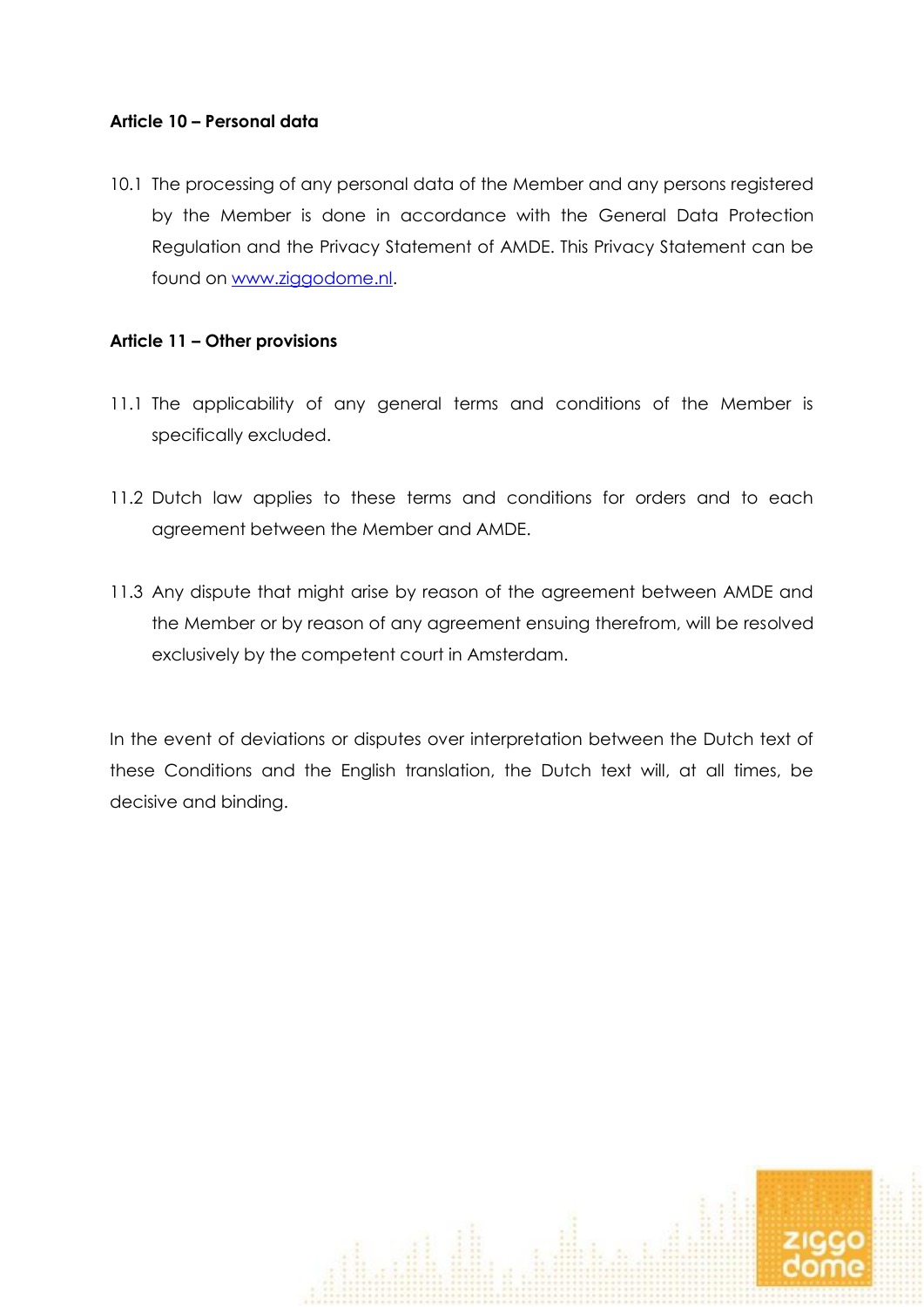**Article 10 – Personal data**

10.1 The processing of any personal data of the Member and any persons registered by the Member is done in accordance with the General Data Protection Regulation and the Privacy Statement of AMDE. This Privacy Statement can be found on [www.ziggodome.nl](http://www.ziggodome.nl).

**Article 11 – Other provisions**

11.1 The applicability of any general terms and conditions of the Member is specifically excluded.

11.2 Dutch law applies to these terms and conditions for orders and to each agreement between the Member and AMDE.

11.3 Any dispute that might arise by reason of the agreement between AMDE and the Member or by reason of any agreement ensuing therefrom, will be resolved exclusively by the competent court in Amsterdam.

In the event of deviations or disputes over interpretation between the Dutch text of these Conditions and the English translation, the Dutch text will, at all times, be decisive and binding.